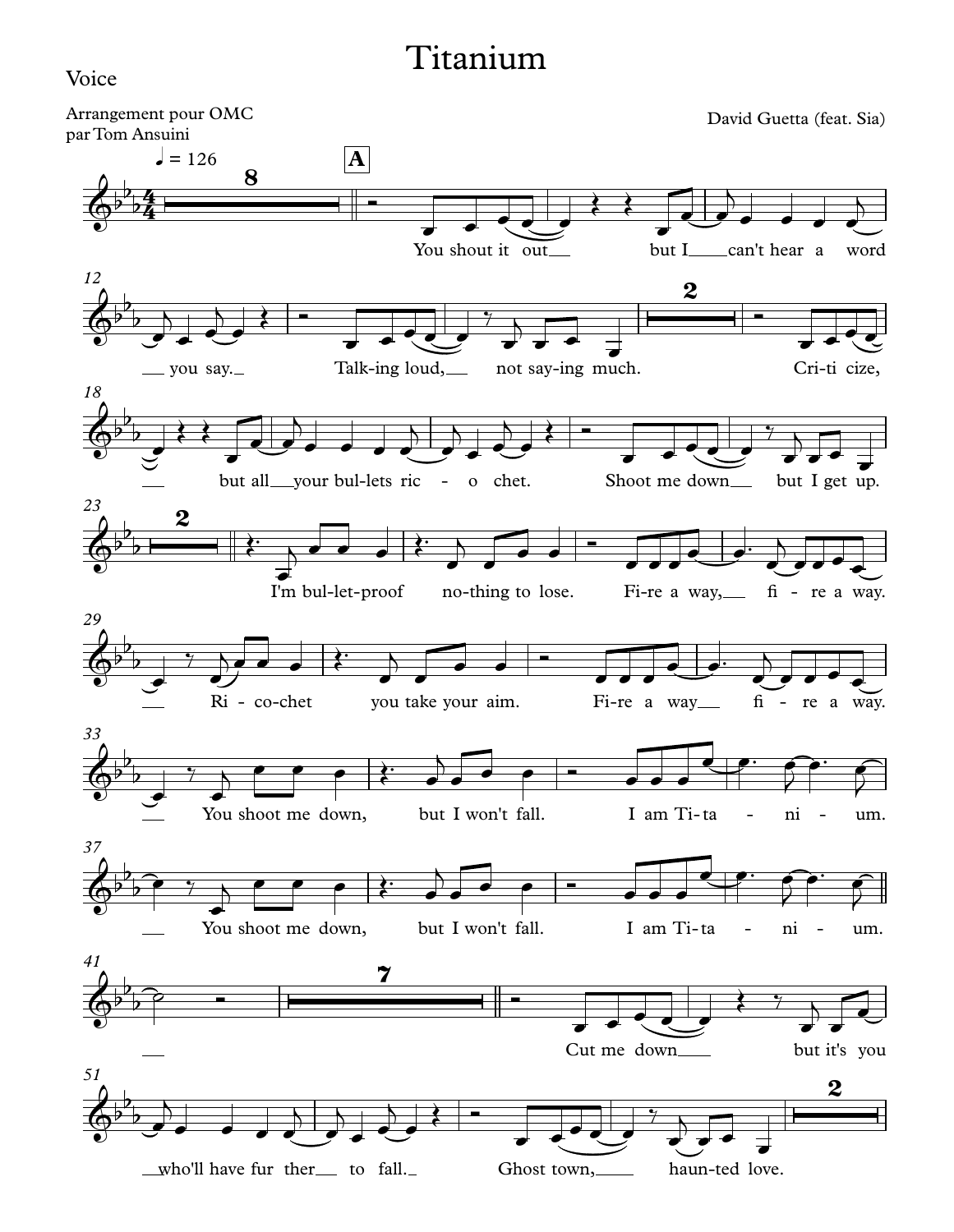# Titanium

Voice

Arrangement pour OMC
par Tom Ansuini

David Guetta (feat. Sia)

♩ = 126

**A**

You shout it out __ but I __ can't hear a word __ you say. __ Talk-ing loud, __ not say-ing much. Cri-ti cize, __ but all __ your bul-lets ric - o chet. Shoot me down __ but I get up.

I'm bul-let-proof no-thing to lose. Fi-re a way, __ fi - re a way. __ Ri - co-chet you take your aim. Fi-re a way __ fi - re a way.

__ You shoot me down, but I won't fall. I am Ti-ta - ni - um. __ You shoot me down, but I won't fall. I am Ti-ta - ni - um. __

Cut me down __ but it's you __ who'll have fur ther __ to fall. __ Ghost town, __ haun-ted love.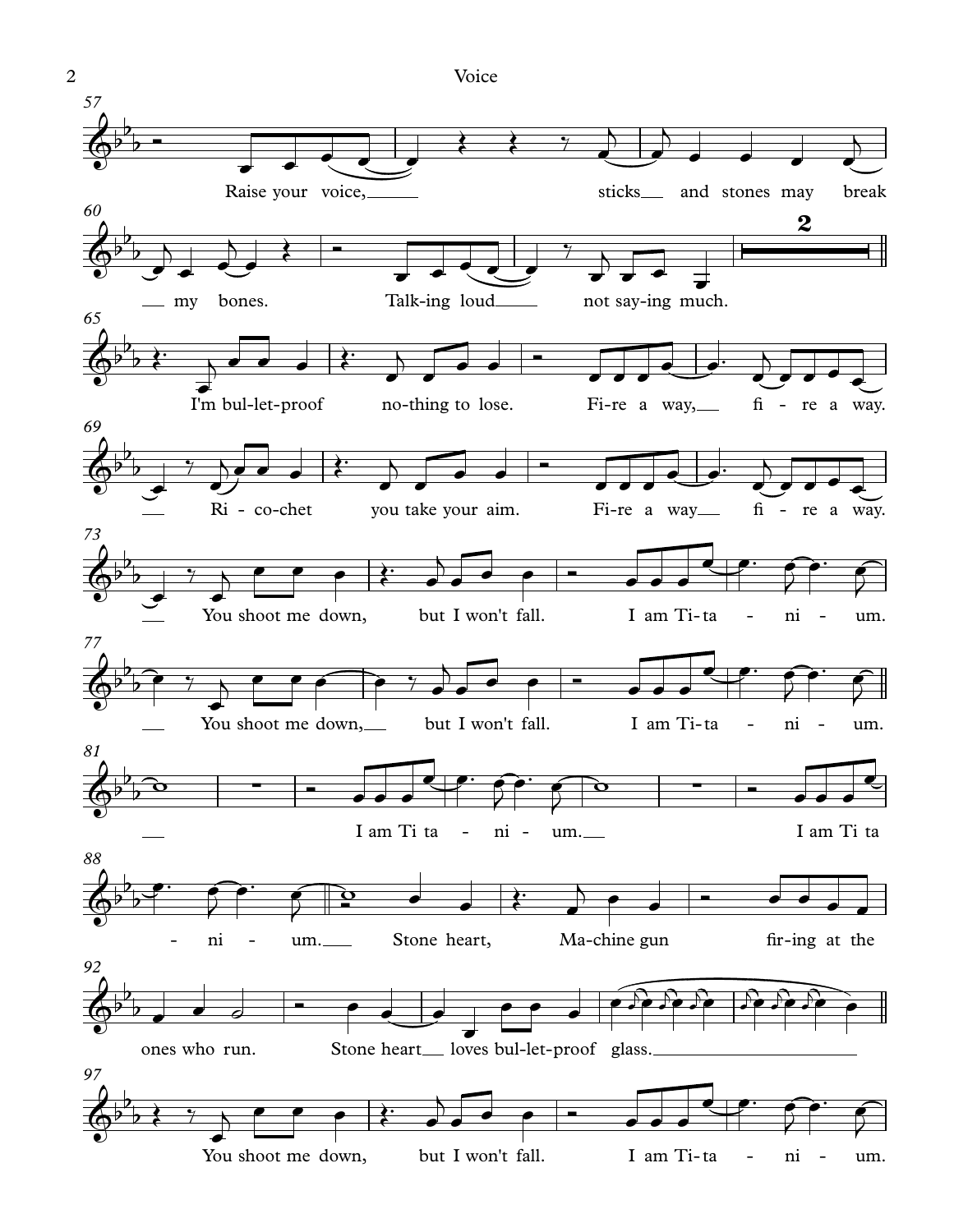Raise your voice, sticks and stones may break my bones. Talk-ing loud not say-ing much.

I'm bul-let-proof no-thing to lose. Fi-re a way, fi - re a way.

Ri - co-chet you take your aim. Fi-re a way fi - re a way.

You shoot me down, but I won't fall. I am Ti-ta - ni - um.

You shoot me down, but I won't fall. I am Ti-ta - ni - um.

I am Ti ta - ni - um. I am Ti ta - ni - um.

Stone heart, Ma-chine gun fir-ing at the ones who run. Stone heart loves bul-let-proof glass.

You shoot me down, but I won't fall. I am Ti-ta - ni - um.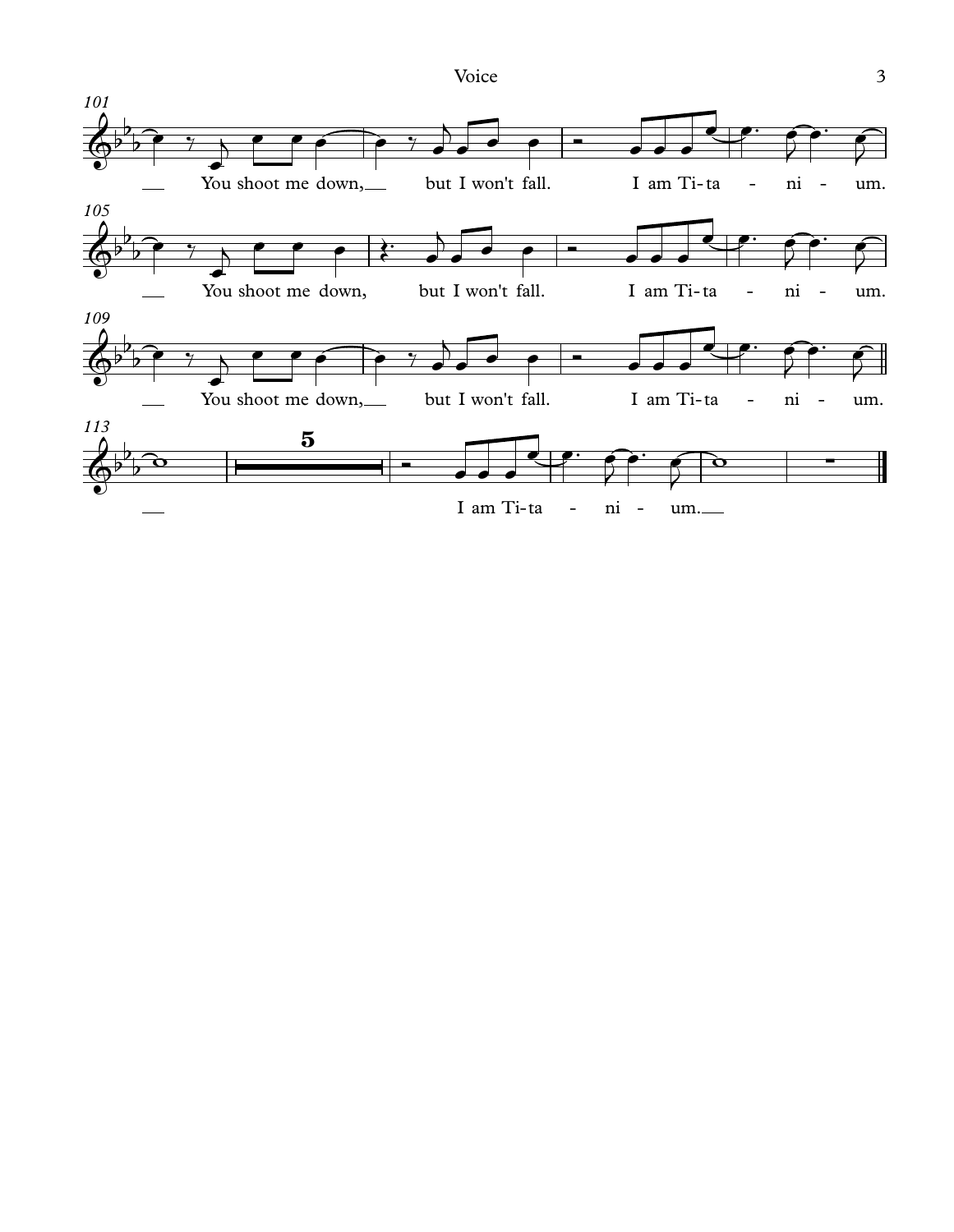101

You shoot me down, but I won't fall. I am Ti-ta - ni - um.

105

You shoot me down, but I won't fall. I am Ti-ta - ni - um.

109

You shoot me down, but I won't fall. I am Ti-ta - ni - um.

113

5

I am Ti-ta - ni - um.